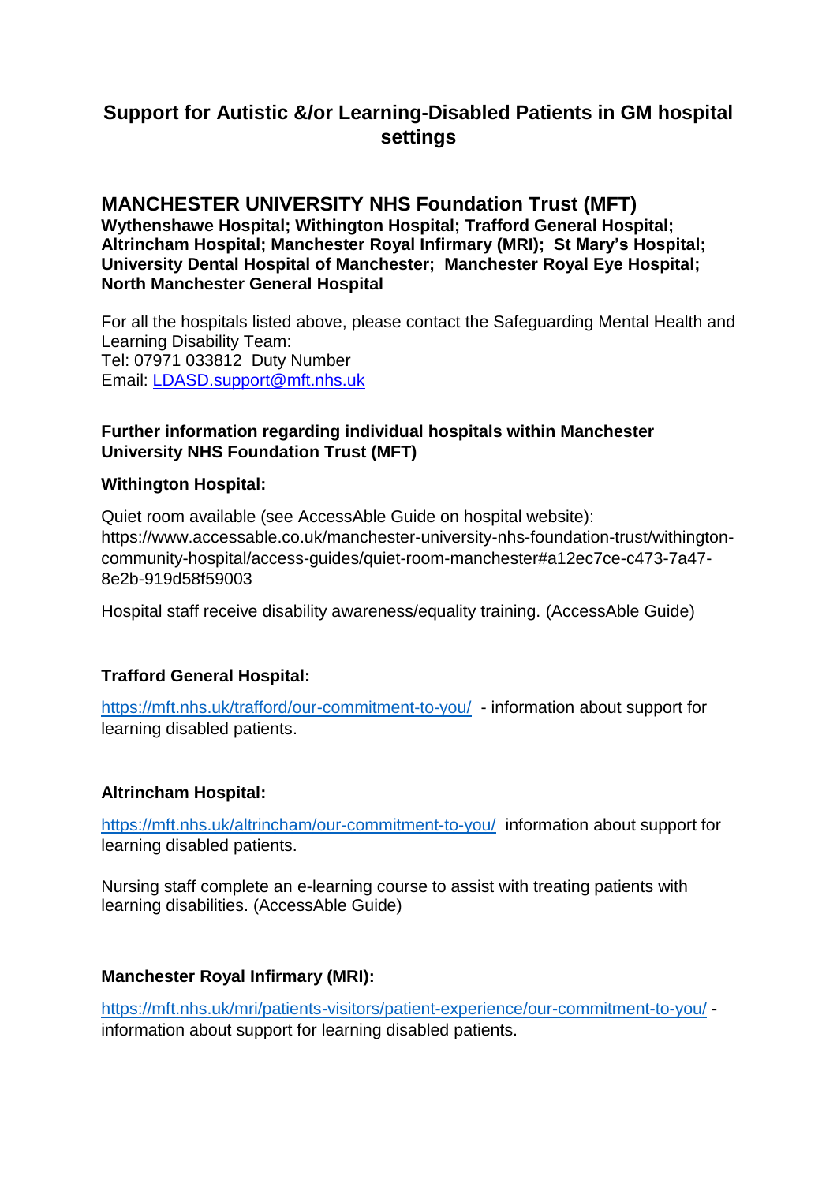# Support for Autistic &/or Learning-Disabled Patients in GM hospital settings

## MANCHESTER UNIVERSITY NHS Foundation Trust (MFT)

**Wythenshawe Hospital; Withington Hospital; Trafford General Hospital; Altrincham Hospital; Manchester Royal Infirmary (MRI); St Mary's Hospital; University Dental Hospital of Manchester; Manchester Royal Eye Hospital; North Manchester General Hospital**

For all the hospitals listed above, please contact the Safeguarding Mental Health and Learning Disability Team:
Tel: 07971 033812 Duty Number
Email: [LDASD.support@mft.nhs.uk](mailto:LDASD.support@mft.nhs.uk)

**Further information regarding individual hospitals within Manchester University NHS Foundation Trust (MFT)**

**Withington Hospital:**

Quiet room available (see AccessAble Guide on hospital website): https://www.accessable.co.uk/manchester-university-nhs-foundation-trust/withington-community-hospital/access-guides/quiet-room-manchester#a12ec7ce-c473-7a47-8e2b-919d58f59003

Hospital staff receive disability awareness/equality training. (AccessAble Guide)

**Trafford General Hospital:**

[https://mft.nhs.uk/trafford/our-commitment-to-you/](https://mft.nhs.uk/trafford/our-commitment-to-you/) - information about support for learning disabled patients.

**Altrincham Hospital:**

[https://mft.nhs.uk/altrincham/our-commitment-to-you/](https://mft.nhs.uk/altrincham/our-commitment-to-you/) information about support for learning disabled patients.

Nursing staff complete an e-learning course to assist with treating patients with learning disabilities. (AccessAble Guide)

**Manchester Royal Infirmary (MRI):**

[https://mft.nhs.uk/mri/patients-visitors/patient-experience/our-commitment-to-you/](https://mft.nhs.uk/mri/patients-visitors/patient-experience/our-commitment-to-you/) - information about support for learning disabled patients.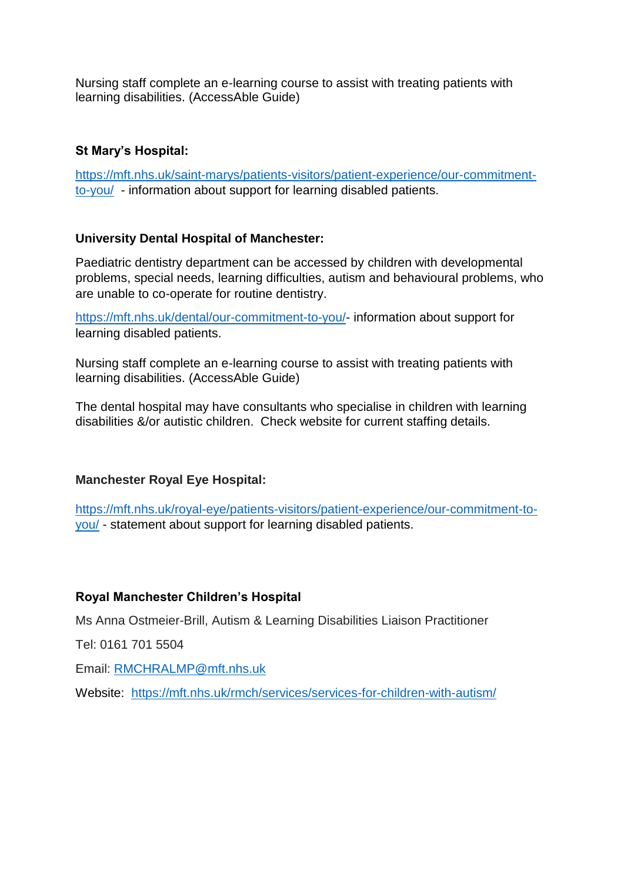Nursing staff complete an e-learning course to assist with treating patients with learning disabilities. (AccessAble Guide)

**St Mary's Hospital:**

https://mft.nhs.uk/saint-marys/patients-visitors/patient-experience/our-commitment-to-you/ - information about support for learning disabled patients.

**University Dental Hospital of Manchester:**

Paediatric dentistry department can be accessed by children with developmental problems, special needs, learning difficulties, autism and behavioural problems, who are unable to co-operate for routine dentistry.

https://mft.nhs.uk/dental/our-commitment-to-you/- information about support for learning disabled patients.

Nursing staff complete an e-learning course to assist with treating patients with learning disabilities. (AccessAble Guide)

The dental hospital may have consultants who specialise in children with learning disabilities &/or autistic children. Check website for current staffing details.

**Manchester Royal Eye Hospital:**

https://mft.nhs.uk/royal-eye/patients-visitors/patient-experience/our-commitment-to-you/ - statement about support for learning disabled patients.

**Royal Manchester Children's Hospital**

Ms Anna Ostmeier-Brill, Autism & Learning Disabilities Liaison Practitioner

Tel: 0161 701 5504

Email: RMCHRALMP@mft.nhs.uk

Website: https://mft.nhs.uk/rmch/services/services-for-children-with-autism/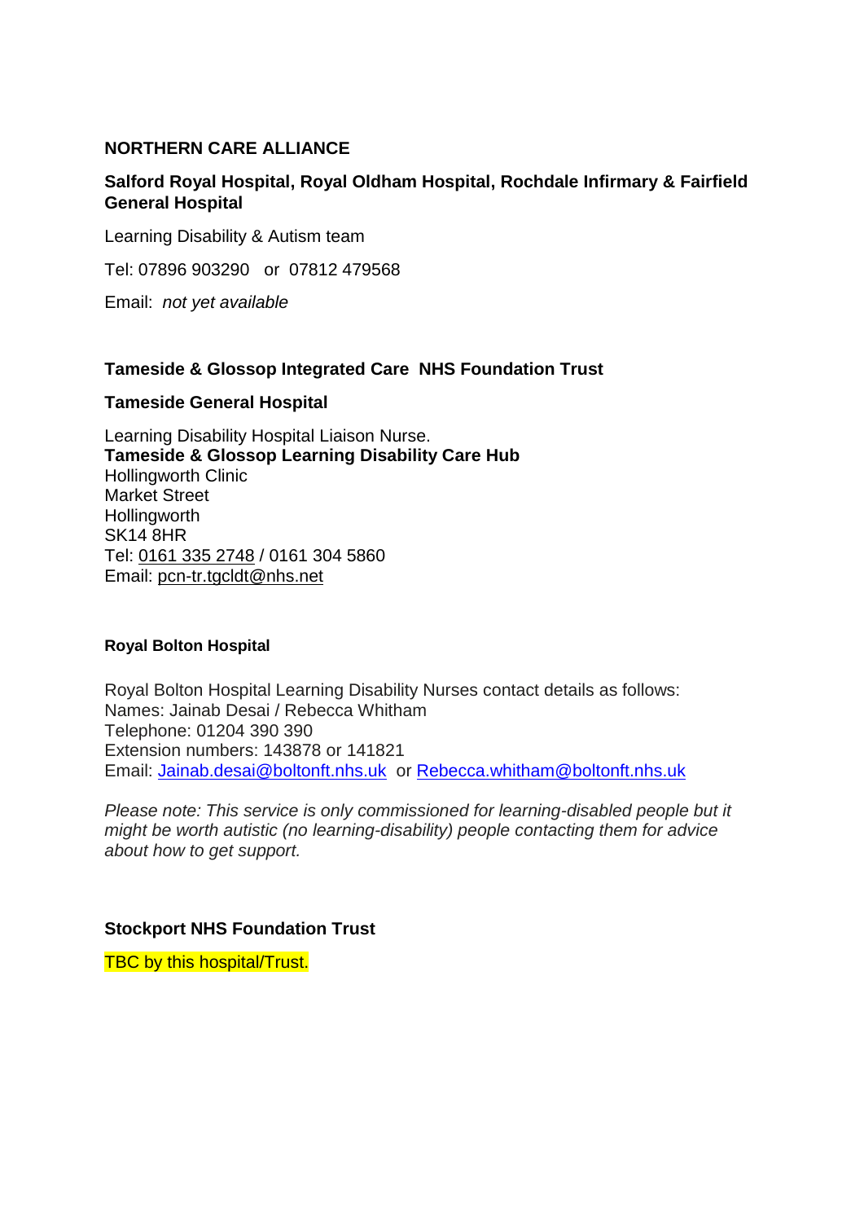**NORTHERN CARE ALLIANCE**

**Salford Royal Hospital, Royal Oldham Hospital, Rochdale Infirmary & Fairfield General Hospital**

Learning Disability & Autism team

Tel: 07896 903290 or 07812 479568

Email: *not yet available*

**Tameside & Glossop Integrated Care NHS Foundation Trust**

**Tameside General Hospital**

Learning Disability Hospital Liaison Nurse.
**Tameside & Glossop Learning Disability Care Hub**
Hollingworth Clinic
Market Street
Hollingworth
SK14 8HR
Tel: 0161 335 2748 / 0161 304 5860
Email: pcn-tr.tgcldt@nhs.net

**Royal Bolton Hospital**

Royal Bolton Hospital Learning Disability Nurses contact details as follows:
Names: Jainab Desai / Rebecca Whitham
Telephone: 01204 390 390
Extension numbers: 143878 or 141821
Email: Jainab.desai@boltonft.nhs.uk or Rebecca.whitham@boltonft.nhs.uk

*Please note: This service is only commissioned for learning-disabled people but it might be worth autistic (no learning-disability) people contacting them for advice about how to get support.*

**Stockport NHS Foundation Trust**

TBC by this hospital/Trust.